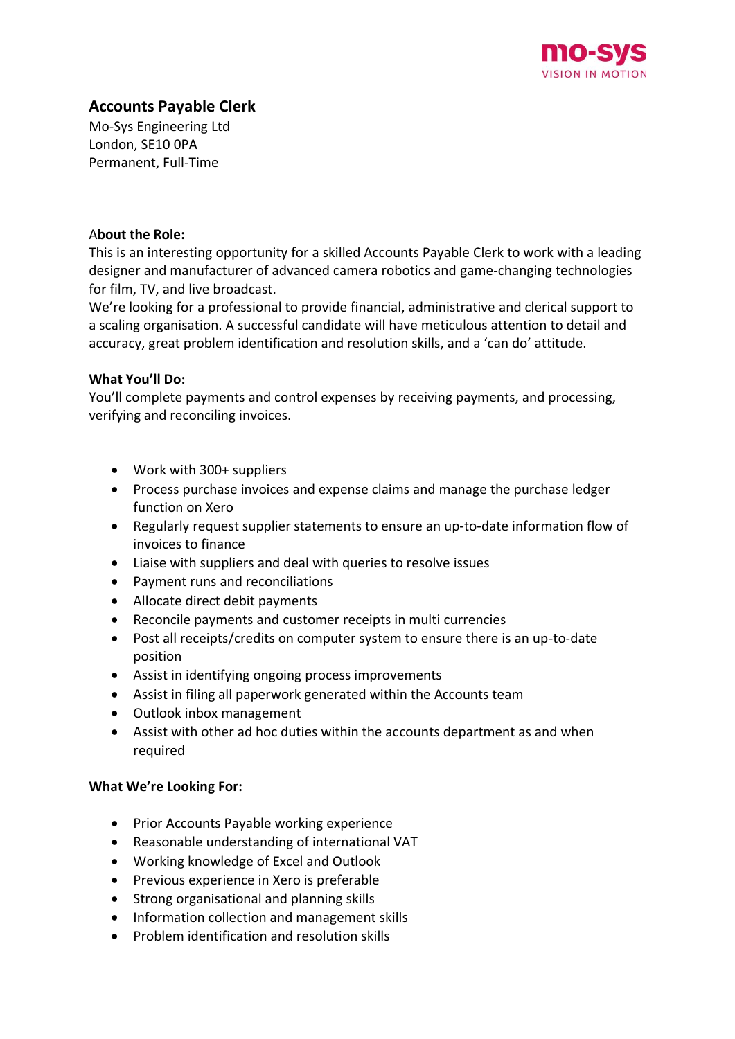mo-sys
VISION IN MOTION

## Accounts Payable Clerk

Mo-Sys Engineering Ltd
London, SE10 0PA
Permanent, Full-Time

**About the Role:**

This is an interesting opportunity for a skilled Accounts Payable Clerk to work with a leading designer and manufacturer of advanced camera robotics and game-changing technologies for film, TV, and live broadcast.

We're looking for a professional to provide financial, administrative and clerical support to a scaling organisation. A successful candidate will have meticulous attention to detail and accuracy, great problem identification and resolution skills, and a 'can do' attitude.

**What You'll Do:**

You'll complete payments and control expenses by receiving payments, and processing, verifying and reconciling invoices.

- Work with 300+ suppliers
- Process purchase invoices and expense claims and manage the purchase ledger function on Xero
- Regularly request supplier statements to ensure an up-to-date information flow of invoices to finance
- Liaise with suppliers and deal with queries to resolve issues
- Payment runs and reconciliations
- Allocate direct debit payments
- Reconcile payments and customer receipts in multi currencies
- Post all receipts/credits on computer system to ensure there is an up-to-date position
- Assist in identifying ongoing process improvements
- Assist in filing all paperwork generated within the Accounts team
- Outlook inbox management
- Assist with other ad hoc duties within the accounts department as and when required

**What We're Looking For:**

- Prior Accounts Payable working experience
- Reasonable understanding of international VAT
- Working knowledge of Excel and Outlook
- Previous experience in Xero is preferable
- Strong organisational and planning skills
- Information collection and management skills
- Problem identification and resolution skills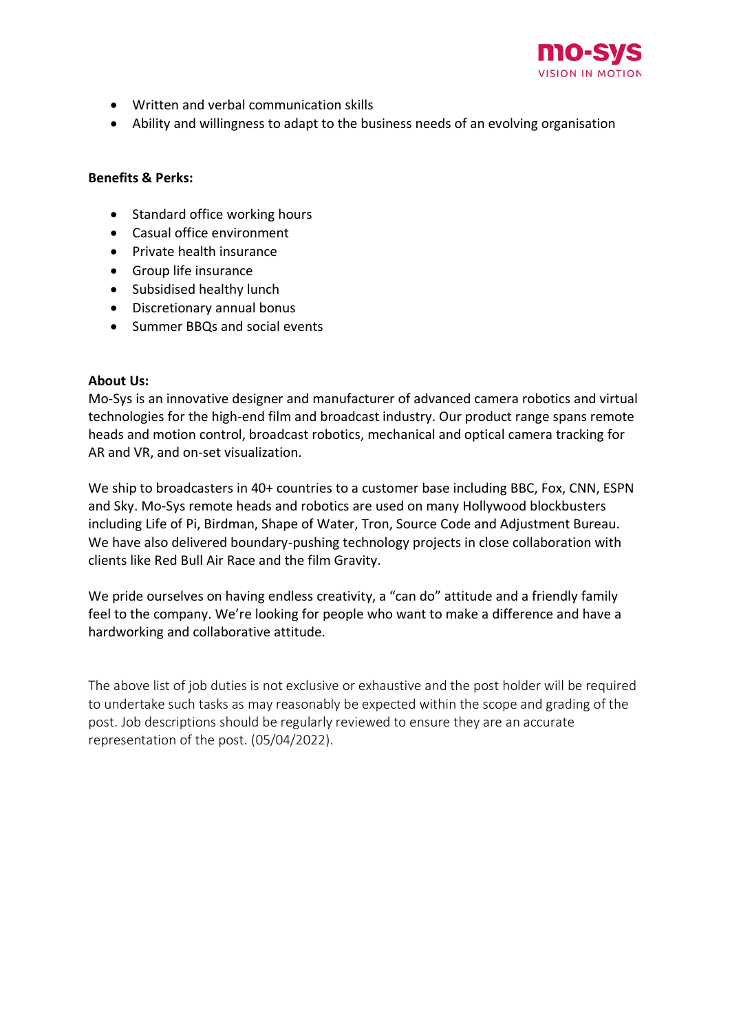- Written and verbal communication skills
- Ability and willingness to adapt to the business needs of an evolving organisation

**Benefits & Perks:**

- Standard office working hours
- Casual office environment
- Private health insurance
- Group life insurance
- Subsidised healthy lunch
- Discretionary annual bonus
- Summer BBQs and social events

**About Us:**

Mo-Sys is an innovative designer and manufacturer of advanced camera robotics and virtual technologies for the high-end film and broadcast industry. Our product range spans remote heads and motion control, broadcast robotics, mechanical and optical camera tracking for AR and VR, and on-set visualization.

We ship to broadcasters in 40+ countries to a customer base including BBC, Fox, CNN, ESPN and Sky. Mo-Sys remote heads and robotics are used on many Hollywood blockbusters including Life of Pi, Birdman, Shape of Water, Tron, Source Code and Adjustment Bureau. We have also delivered boundary-pushing technology projects in close collaboration with clients like Red Bull Air Race and the film Gravity.

We pride ourselves on having endless creativity, a "can do" attitude and a friendly family feel to the company. We're looking for people who want to make a difference and have a hardworking and collaborative attitude.

The above list of job duties is not exclusive or exhaustive and the post holder will be required to undertake such tasks as may reasonably be expected within the scope and grading of the post. Job descriptions should be regularly reviewed to ensure they are an accurate representation of the post. (05/04/2022).